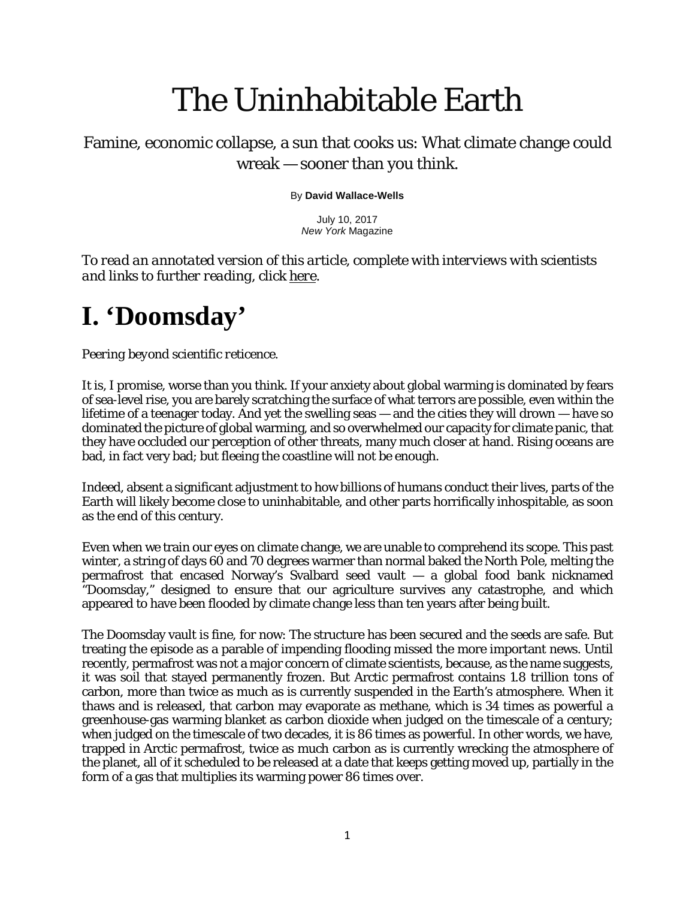# The Uninhabitable Earth

Famine, economic collapse, a sun that cooks us: What climate change could wreak — sooner than you think.

By **David Wallace-Wells**

July 10, 2017
*New York* Magazine

*To read an annotated version of this article, complete with interviews with scientists and links to further reading, click here.*

## I. 'Doomsday'

*Peering beyond scientific reticence.*

It is, I promise, worse than you think. If your anxiety about global warming is dominated by fears of sea-level rise, you are barely scratching the surface of what terrors are possible, even within the lifetime of a teenager today. And yet the swelling seas — and the cities they will drown — have so dominated the picture of global warming, and so overwhelmed our capacity for climate panic, that they have occluded our perception of other threats, many much closer at hand. Rising oceans are bad, in fact very bad; but fleeing the coastline will not be enough.

Indeed, absent a significant adjustment to how billions of humans conduct their lives, parts of the Earth will likely become close to uninhabitable, and other parts horrifically inhospitable, as soon as the end of this century.

Even when we train our eyes on climate change, we are unable to comprehend its scope. This past winter, a string of days 60 and 70 degrees warmer than normal baked the North Pole, melting the permafrost that encased Norway's Svalbard seed vault — a global food bank nicknamed "Doomsday," designed to ensure that our agriculture survives any catastrophe, and which appeared to have been flooded by climate change less than ten years after being built.

The Doomsday vault is fine, for now: The structure has been secured and the seeds are safe. But treating the episode as a parable of impending flooding missed the more important news. Until recently, permafrost was not a major concern of climate scientists, because, as the name suggests, it was soil that stayed permanently frozen. But Arctic permafrost contains 1.8 trillion tons of carbon, more than twice as much as is currently suspended in the Earth's atmosphere. When it thaws and is released, that carbon may evaporate as methane, which is 34 times as powerful a greenhouse-gas warming blanket as carbon dioxide when judged on the timescale of a century; when judged on the timescale of two decades, it is 86 times as powerful. In other words, we have, trapped in Arctic permafrost, twice as much carbon as is currently wrecking the atmosphere of the planet, all of it scheduled to be released at a date that keeps getting moved up, partially in the form of a gas that multiplies its warming power 86 times over.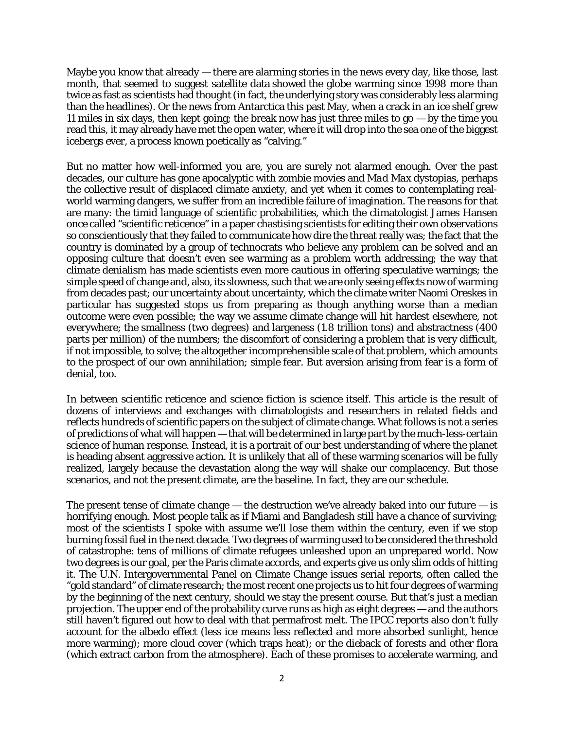Maybe you know that already — there are alarming stories in the news every day, like those, last month, that seemed to suggest satellite data showed the globe warming since 1998 more than twice as fast as scientists had thought (in fact, the underlying story was considerably less alarming than the headlines). Or the news from Antarctica this past May, when a crack in an ice shelf grew 11 miles in six days, then kept going; the break now has just three miles to go — by the time you read this, it may already have met the open water, where it will drop into the sea one of the biggest icebergs ever, a process known poetically as "calving."

But no matter how well-informed you are, you are surely not alarmed enough. Over the past decades, our culture has gone apocalyptic with zombie movies and *Mad Max* dystopias, perhaps the collective result of displaced climate anxiety, and yet when it comes to contemplating real-world warming dangers, we suffer from an incredible failure of imagination. The reasons for that are many: the timid language of scientific probabilities, which the climatologist James Hansen once called "scientific reticence" in a paper chastising scientists for editing their own observations so conscientiously that they failed to communicate how dire the threat really was; the fact that the country is dominated by a group of technocrats who believe any problem can be solved and an opposing culture that doesn't even see warming as a problem worth addressing; the way that climate denialism has made scientists even more cautious in offering speculative warnings; the simple speed of change and, also, its slowness, such that we are only seeing effects now of warming from decades past; our uncertainty about uncertainty, which the climate writer Naomi Oreskes in particular has suggested stops us from preparing as though anything worse than a median outcome were even possible; the way we assume climate change will hit hardest elsewhere, not everywhere; the smallness (two degrees) and largeness (1.8 trillion tons) and abstractness (400 parts per million) of the numbers; the discomfort of considering a problem that is very difficult, if not impossible, to solve; the altogether incomprehensible scale of that problem, which amounts to the prospect of our own annihilation; simple fear. But aversion arising from fear is a form of denial, too.

In between scientific reticence and science fiction is science itself. This article is the result of dozens of interviews and exchanges with climatologists and researchers in related fields and reflects hundreds of scientific papers on the subject of climate change. What follows is not a series of predictions of what will happen — that will be determined in large part by the much-less-certain science of human response. Instead, it is a portrait of our best understanding of where the planet is heading absent aggressive action. It is unlikely that all of these warming scenarios will be fully realized, largely because the devastation along the way will shake our complacency. But those scenarios, and not the present climate, are the baseline. In fact, they are our schedule.

The present tense of climate change — the destruction we've already baked into our future — is horrifying enough. Most people talk as if Miami and Bangladesh still have a chance of surviving; most of the scientists I spoke with assume we'll lose them within the century, even if we stop burning fossil fuel in the next decade. Two degrees of warming used to be considered the threshold of catastrophe: tens of millions of climate refugees unleashed upon an unprepared world. Now two degrees is our goal, per the Paris climate accords, and experts give us only slim odds of hitting it. The U.N. Intergovernmental Panel on Climate Change issues serial reports, often called the "gold standard" of climate research; the most recent one projects us to hit four degrees of warming by the beginning of the next century, should we stay the present course. But that's just a median projection. The upper end of the probability curve runs as high as eight degrees — and the authors still haven't figured out how to deal with that permafrost melt. The IPCC reports also don't fully account for the albedo effect (less ice means less reflected and more absorbed sunlight, hence more warming); more cloud cover (which traps heat); or the dieback of forests and other flora (which extract carbon from the atmosphere). Each of these promises to accelerate warming, and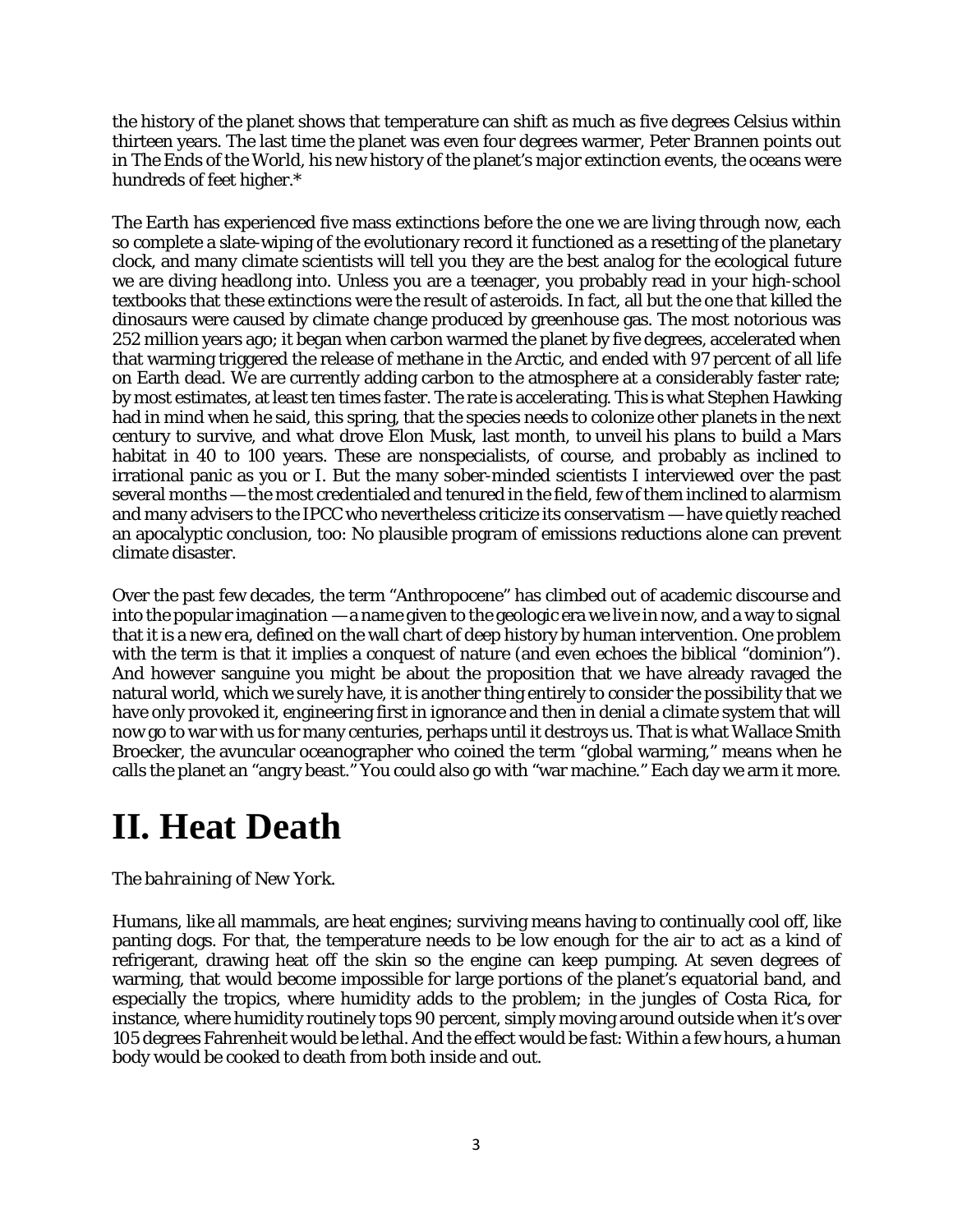the history of the planet shows that temperature can shift as much as five degrees Celsius within thirteen years. The last time the planet was even four degrees warmer, Peter Brannen points out in The Ends of the World, his new history of the planet's major extinction events, the oceans were hundreds of feet higher.*

The Earth has experienced five mass extinctions before the one we are living through now, each so complete a slate-wiping of the evolutionary record it functioned as a resetting of the planetary clock, and many climate scientists will tell you they are the best analog for the ecological future we are diving headlong into. Unless you are a teenager, you probably read in your high-school textbooks that these extinctions were the result of asteroids. In fact, all but the one that killed the dinosaurs were caused by climate change produced by greenhouse gas. The most notorious was 252 million years ago; it began when carbon warmed the planet by five degrees, accelerated when that warming triggered the release of methane in the Arctic, and ended with 97 percent of all life on Earth dead. We are currently adding carbon to the atmosphere at a considerably faster rate; by most estimates, at least ten times faster. The rate is accelerating. This is what Stephen Hawking had in mind when he said, this spring, that the species needs to colonize other planets in the next century to survive, and what drove Elon Musk, last month, to unveil his plans to build a Mars habitat in 40 to 100 years. These are nonspecialists, of course, and probably as inclined to irrational panic as you or I. But the many sober-minded scientists I interviewed over the past several months — the most credentialed and tenured in the field, few of them inclined to alarmism and many advisers to the IPCC who nevertheless criticize its conservatism — have quietly reached an apocalyptic conclusion, too: No plausible program of emissions reductions alone can prevent climate disaster.

Over the past few decades, the term "Anthropocene" has climbed out of academic discourse and into the popular imagination — a name given to the geologic era we live in now, and a way to signal that it is a new era, defined on the wall chart of deep history by human intervention. One problem with the term is that it implies a conquest of nature (and even echoes the biblical "dominion"). And however sanguine you might be about the proposition that we have already ravaged the natural world, which we surely have, it is another thing entirely to consider the possibility that we have only provoked it, engineering first in ignorance and then in denial a climate system that will now go to war with us for many centuries, perhaps until it destroys us. That is what Wallace Smith Broecker, the avuncular oceanographer who coined the term "global warming," means when he calls the planet an "angry beast." You could also go with "war machine." Each day we arm it more.

# II. Heat Death

*The bahraining of New York.*

Humans, like all mammals, are heat engines; surviving means having to continually cool off, like panting dogs. For that, the temperature needs to be low enough for the air to act as a kind of refrigerant, drawing heat off the skin so the engine can keep pumping. At seven degrees of warming, that would become impossible for large portions of the planet's equatorial band, and especially the tropics, where humidity adds to the problem; in the jungles of Costa Rica, for instance, where humidity routinely tops 90 percent, simply moving around outside when it's over 105 degrees Fahrenheit would be lethal. And the effect would be fast: Within a few hours, a human body would be cooked to death from both inside and out.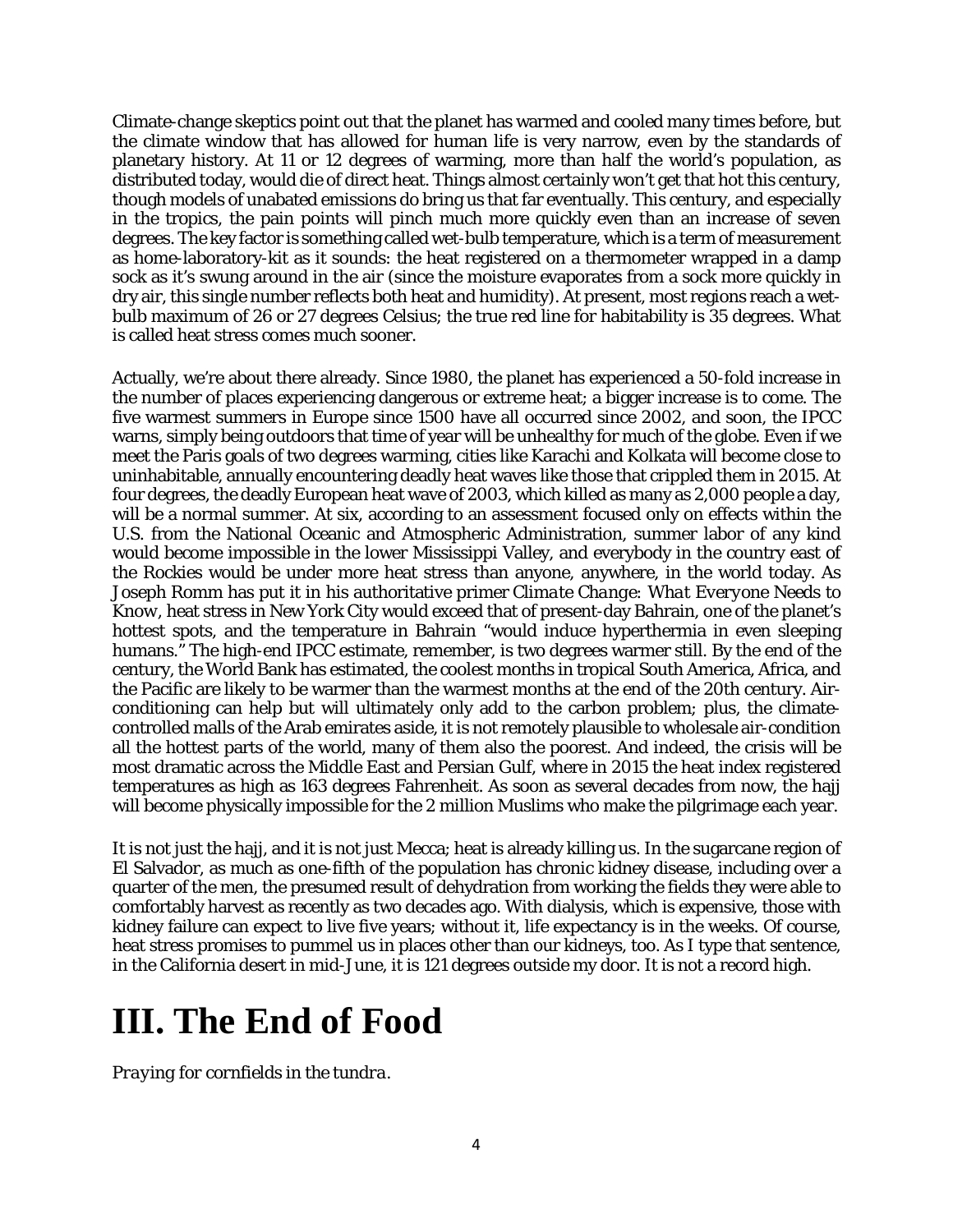Climate-change skeptics point out that the planet has warmed and cooled many times before, but the climate window that has allowed for human life is very narrow, even by the standards of planetary history. At 11 or 12 degrees of warming, more than half the world's population, as distributed today, would die of direct heat. Things almost certainly won't get that hot this century, though models of unabated emissions do bring us that far eventually. This century, and especially in the tropics, the pain points will pinch much more quickly even than an increase of seven degrees. The key factor is something called wet-bulb temperature, which is a term of measurement as home-laboratory-kit as it sounds: the heat registered on a thermometer wrapped in a damp sock as it's swung around in the air (since the moisture evaporates from a sock more quickly in dry air, this single number reflects both heat and humidity). At present, most regions reach a wet-bulb maximum of 26 or 27 degrees Celsius; the true red line for habitability is 35 degrees. What is called heat stress comes much sooner.

Actually, we're about there already. Since 1980, the planet has experienced a 50-fold increase in the number of places experiencing dangerous or extreme heat; a bigger increase is to come. The five warmest summers in Europe since 1500 have all occurred since 2002, and soon, the IPCC warns, simply being outdoors that time of year will be unhealthy for much of the globe. Even if we meet the Paris goals of two degrees warming, cities like Karachi and Kolkata will become close to uninhabitable, annually encountering deadly heat waves like those that crippled them in 2015. At four degrees, the deadly European heat wave of 2003, which killed as many as 2,000 people a day, will be a normal summer. At six, according to an assessment focused only on effects within the U.S. from the National Oceanic and Atmospheric Administration, summer labor of any kind would become impossible in the lower Mississippi Valley, and everybody in the country east of the Rockies would be under more heat stress than anyone, anywhere, in the world today. As Joseph Romm has put it in his authoritative primer *Climate Change: What Everyone Needs to Know*, heat stress in New York City would exceed that of present-day Bahrain, one of the planet's hottest spots, and the temperature in Bahrain "would induce hyperthermia in even sleeping humans." The high-end IPCC estimate, remember, is two degrees warmer still. By the end of the century, the World Bank has estimated, the coolest months in tropical South America, Africa, and the Pacific are likely to be warmer than the warmest months at the end of the 20th century. Air-conditioning can help but will ultimately only add to the carbon problem; plus, the climate-controlled malls of the Arab emirates aside, it is not remotely plausible to wholesale air-condition all the hottest parts of the world, many of them also the poorest. And indeed, the crisis will be most dramatic across the Middle East and Persian Gulf, where in 2015 the heat index registered temperatures as high as 163 degrees Fahrenheit. As soon as several decades from now, the hajj will become physically impossible for the 2 million Muslims who make the pilgrimage each year.

It is not just the hajj, and it is not just Mecca; heat is already killing us. In the sugarcane region of El Salvador, as much as one-fifth of the population has chronic kidney disease, including over a quarter of the men, the presumed result of dehydration from working the fields they were able to comfortably harvest as recently as two decades ago. With dialysis, which is expensive, those with kidney failure can expect to live five years; without it, life expectancy is in the weeks. Of course, heat stress promises to pummel us in places other than our kidneys, too. As I type that sentence, in the California desert in mid-June, it is 121 degrees outside my door. It is not a record high.

# III. The End of Food

*Praying for cornfields in the tundra.*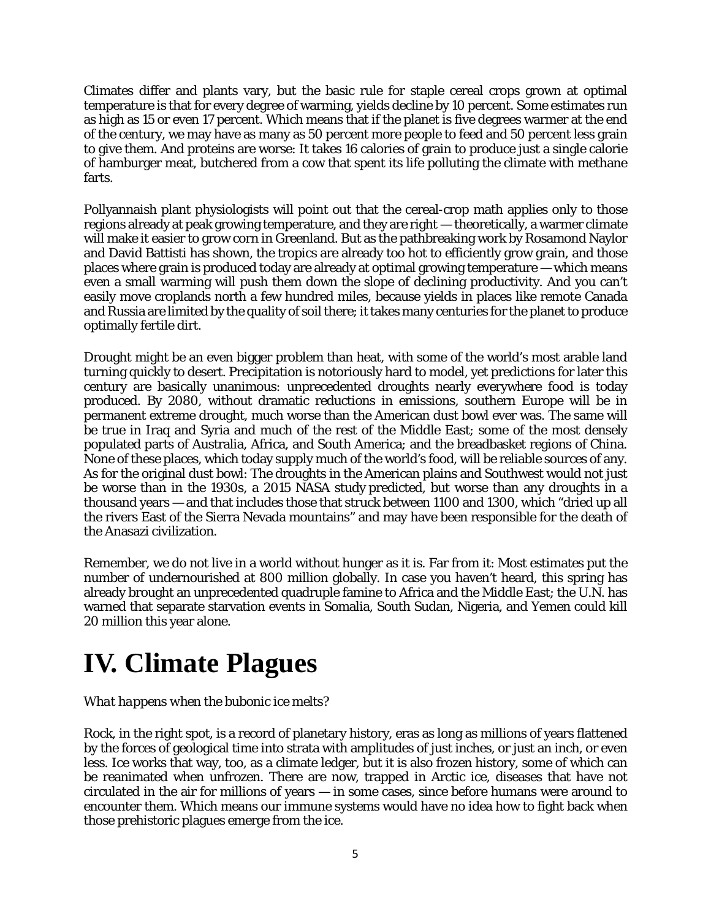Climates differ and plants vary, but the basic rule for staple cereal crops grown at optimal temperature is that for every degree of warming, yields decline by 10 percent. Some estimates run as high as 15 or even 17 percent. Which means that if the planet is five degrees warmer at the end of the century, we may have as many as 50 percent more people to feed and 50 percent less grain to give them. And proteins are worse: It takes 16 calories of grain to produce just a single calorie of hamburger meat, butchered from a cow that spent its life polluting the climate with methane farts.

Pollyannaish plant physiologists will point out that the cereal-crop math applies only to those regions already at peak growing temperature, and they are right — theoretically, a warmer climate will make it easier to grow corn in Greenland. But as the pathbreaking work by Rosamond Naylor and David Battisti has shown, the tropics are already too hot to efficiently grow grain, and those places where grain is produced today are already at optimal growing temperature — which means even a small warming will push them down the slope of declining productivity. And you can't easily move croplands north a few hundred miles, because yields in places like remote Canada and Russia are limited by the quality of soil there; it takes many centuries for the planet to produce optimally fertile dirt.

Drought might be an even bigger problem than heat, with some of the world's most arable land turning quickly to desert. Precipitation is notoriously hard to model, yet predictions for later this century are basically unanimous: unprecedented droughts nearly everywhere food is today produced. By 2080, without dramatic reductions in emissions, southern Europe will be in permanent extreme drought, much worse than the American dust bowl ever was. The same will be true in Iraq and Syria and much of the rest of the Middle East; some of the most densely populated parts of Australia, Africa, and South America; and the breadbasket regions of China. None of these places, which today supply much of the world's food, will be reliable sources of any. As for the original dust bowl: The droughts in the American plains and Southwest would not just be worse than in the 1930s, a 2015 NASA study predicted, but worse than any droughts in a thousand years — and that includes those that struck between 1100 and 1300, which "dried up all the rivers East of the Sierra Nevada mountains" and may have been responsible for the death of the Anasazi civilization.

Remember, we do not live in a world without hunger as it is. Far from it: Most estimates put the number of undernourished at 800 million globally. In case you haven't heard, this spring has already brought an unprecedented quadruple famine to Africa and the Middle East; the U.N. has warned that separate starvation events in Somalia, South Sudan, Nigeria, and Yemen could kill 20 million this year alone.

# IV. Climate Plagues

*What happens when the bubonic ice melts?*

Rock, in the right spot, is a record of planetary history, eras as long as millions of years flattened by the forces of geological time into strata with amplitudes of just inches, or just an inch, or even less. Ice works that way, too, as a climate ledger, but it is also frozen history, some of which can be reanimated when unfrozen. There are now, trapped in Arctic ice, diseases that have not circulated in the air for millions of years — in some cases, since before humans were around to encounter them. Which means our immune systems would have no idea how to fight back when those prehistoric plagues emerge from the ice.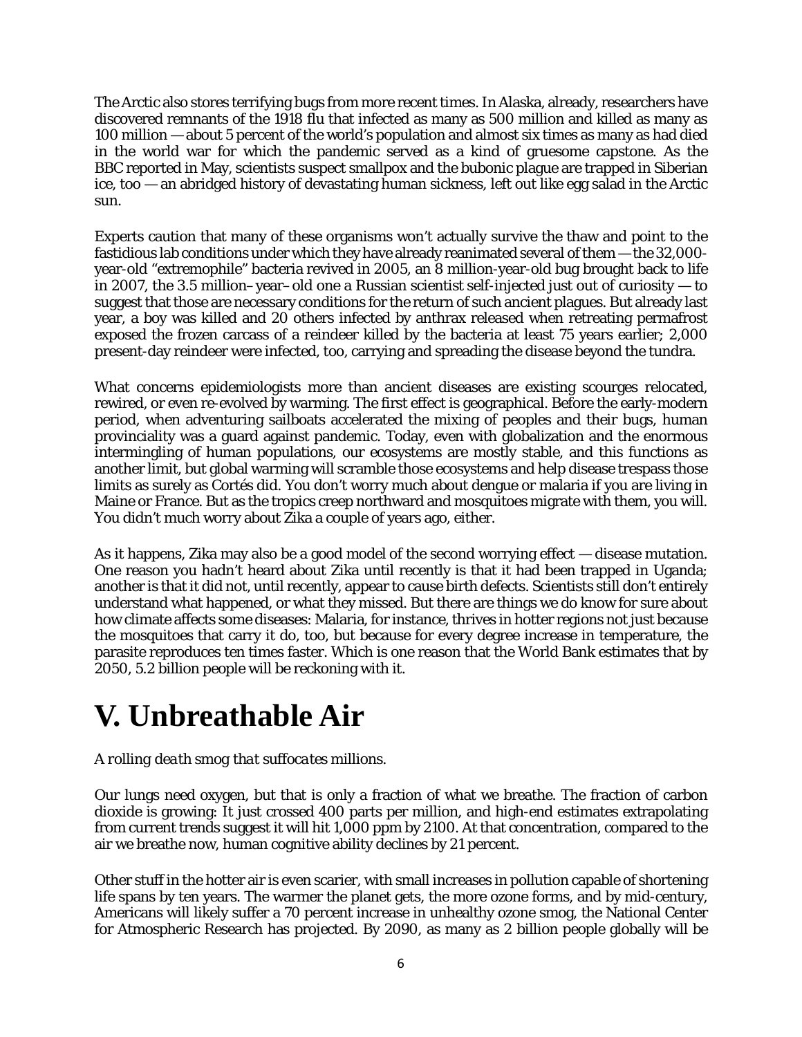The Arctic also stores terrifying bugs from more recent times. In Alaska, already, researchers have discovered remnants of the 1918 flu that infected as many as 500 million and killed as many as 100 million — about 5 percent of the world's population and almost six times as many as had died in the world war for which the pandemic served as a kind of gruesome capstone. As the BBC reported in May, scientists suspect smallpox and the bubonic plague are trapped in Siberian ice, too — an abridged history of devastating human sickness, left out like egg salad in the Arctic sun.

Experts caution that many of these organisms won't actually survive the thaw and point to the fastidious lab conditions under which they have already reanimated several of them — the 32,000-year-old "extremophile" bacteria revived in 2005, an 8 million-year-old bug brought back to life in 2007, the 3.5 million–year–old one a Russian scientist self-injected just out of curiosity — to suggest that those are necessary conditions for the return of such ancient plagues. But already last year, a boy was killed and 20 others infected by anthrax released when retreating permafrost exposed the frozen carcass of a reindeer killed by the bacteria at least 75 years earlier; 2,000 present-day reindeer were infected, too, carrying and spreading the disease beyond the tundra.

What concerns epidemiologists more than ancient diseases are existing scourges relocated, rewired, or even re-evolved by warming. The first effect is geographical. Before the early-modern period, when adventuring sailboats accelerated the mixing of peoples and their bugs, human provinciality was a guard against pandemic. Today, even with globalization and the enormous intermingling of human populations, our ecosystems are mostly stable, and this functions as another limit, but global warming will scramble those ecosystems and help disease trespass those limits as surely as Cortés did. You don't worry much about dengue or malaria if you are living in Maine or France. But as the tropics creep northward and mosquitoes migrate with them, you will. You didn't much worry about Zika a couple of years ago, either.

As it happens, Zika may also be a good model of the second worrying effect — disease mutation. One reason you hadn't heard about Zika until recently is that it had been trapped in Uganda; another is that it did not, until recently, appear to cause birth defects. Scientists still don't entirely understand what happened, or what they missed. But there are things we do know for sure about how climate affects some diseases: Malaria, for instance, thrives in hotter regions not just because the mosquitoes that carry it do, too, but because for every degree increase in temperature, the parasite reproduces ten times faster. Which is one reason that the World Bank estimates that by 2050, 5.2 billion people will be reckoning with it.

# V. Unbreathable Air

*A rolling death smog that suffocates millions.*

Our lungs need oxygen, but that is only a fraction of what we breathe. The fraction of carbon dioxide is growing: It just crossed 400 parts per million, and high-end estimates extrapolating from current trends suggest it will hit 1,000 ppm by 2100. At that concentration, compared to the air we breathe now, human cognitive ability declines by 21 percent.

Other stuff in the hotter air is even scarier, with small increases in pollution capable of shortening life spans by ten years. The warmer the planet gets, the more ozone forms, and by mid-century, Americans will likely suffer a 70 percent increase in unhealthy ozone smog, the National Center for Atmospheric Research has projected. By 2090, as many as 2 billion people globally will be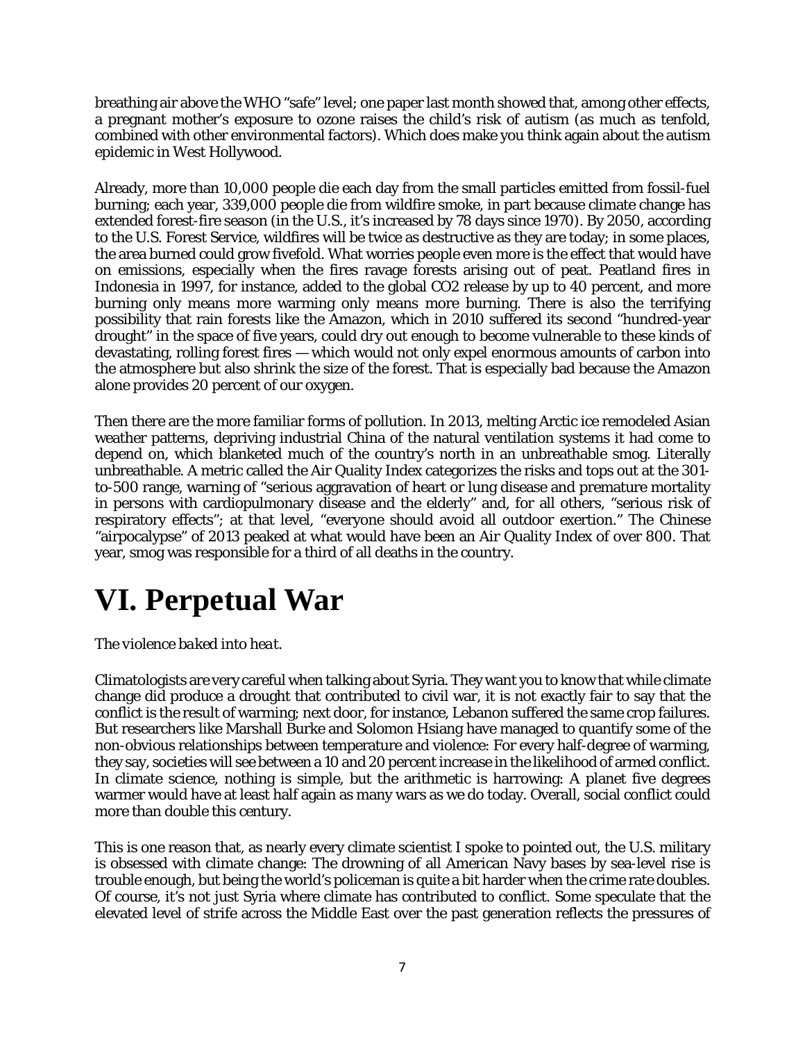breathing air above the WHO "safe" level; one paper last month showed that, among other effects, a pregnant mother's exposure to ozone raises the child's risk of autism (as much as tenfold, combined with other environmental factors). Which does make you think again about the autism epidemic in West Hollywood.

Already, more than 10,000 people die each day from the small particles emitted from fossil-fuel burning; each year, 339,000 people die from wildfire smoke, in part because climate change has extended forest-fire season (in the U.S., it's increased by 78 days since 1970). By 2050, according to the U.S. Forest Service, wildfires will be twice as destructive as they are today; in some places, the area burned could grow fivefold. What worries people even more is the effect that would have on emissions, especially when the fires ravage forests arising out of peat. Peatland fires in Indonesia in 1997, for instance, added to the global $CO_2$ release by up to 40 percent, and more burning only means more warming only means more burning. There is also the terrifying possibility that rain forests like the Amazon, which in 2010 suffered its second "hundred-year drought" in the space of five years, could dry out enough to become vulnerable to these kinds of devastating, rolling forest fires — which would not only expel enormous amounts of carbon into the atmosphere but also shrink the size of the forest. That is especially bad because the Amazon alone provides 20 percent of our oxygen.

Then there are the more familiar forms of pollution. In 2013, melting Arctic ice remodeled Asian weather patterns, depriving industrial China of the natural ventilation systems it had come to depend on, which blanketed much of the country's north in an unbreathable smog. Literally unbreathable. A metric called the Air Quality Index categorizes the risks and tops out at the 301-to-500 range, warning of "serious aggravation of heart or lung disease and premature mortality in persons with cardiopulmonary disease and the elderly" and, for all others, "serious risk of respiratory effects"; at that level, "everyone should avoid all outdoor exertion." The Chinese "airpocalypse" of 2013 peaked at what would have been an Air Quality Index of over 800. That year, smog was responsible for a third of all deaths in the country.

# VI. Perpetual War

*The violence baked into heat.*

Climatologists are very careful when talking about Syria. They want you to know that while climate change did produce a drought that contributed to civil war, it is not exactly fair to say that the conflict is the result of warming; next door, for instance, Lebanon suffered the same crop failures. But researchers like Marshall Burke and Solomon Hsiang have managed to quantify some of the non-obvious relationships between temperature and violence: For every half-degree of warming, they say, societies will see between a 10 and 20 percent increase in the likelihood of armed conflict. In climate science, nothing is simple, but the arithmetic is harrowing: A planet five degrees warmer would have at least half again as many wars as we do today. Overall, social conflict could more than double this century.

This is one reason that, as nearly every climate scientist I spoke to pointed out, the U.S. military is obsessed with climate change: The drowning of all American Navy bases by sea-level rise is trouble enough, but being the world's policeman is quite a bit harder when the crime rate doubles. Of course, it's not just Syria where climate has contributed to conflict. Some speculate that the elevated level of strife across the Middle East over the past generation reflects the pressures of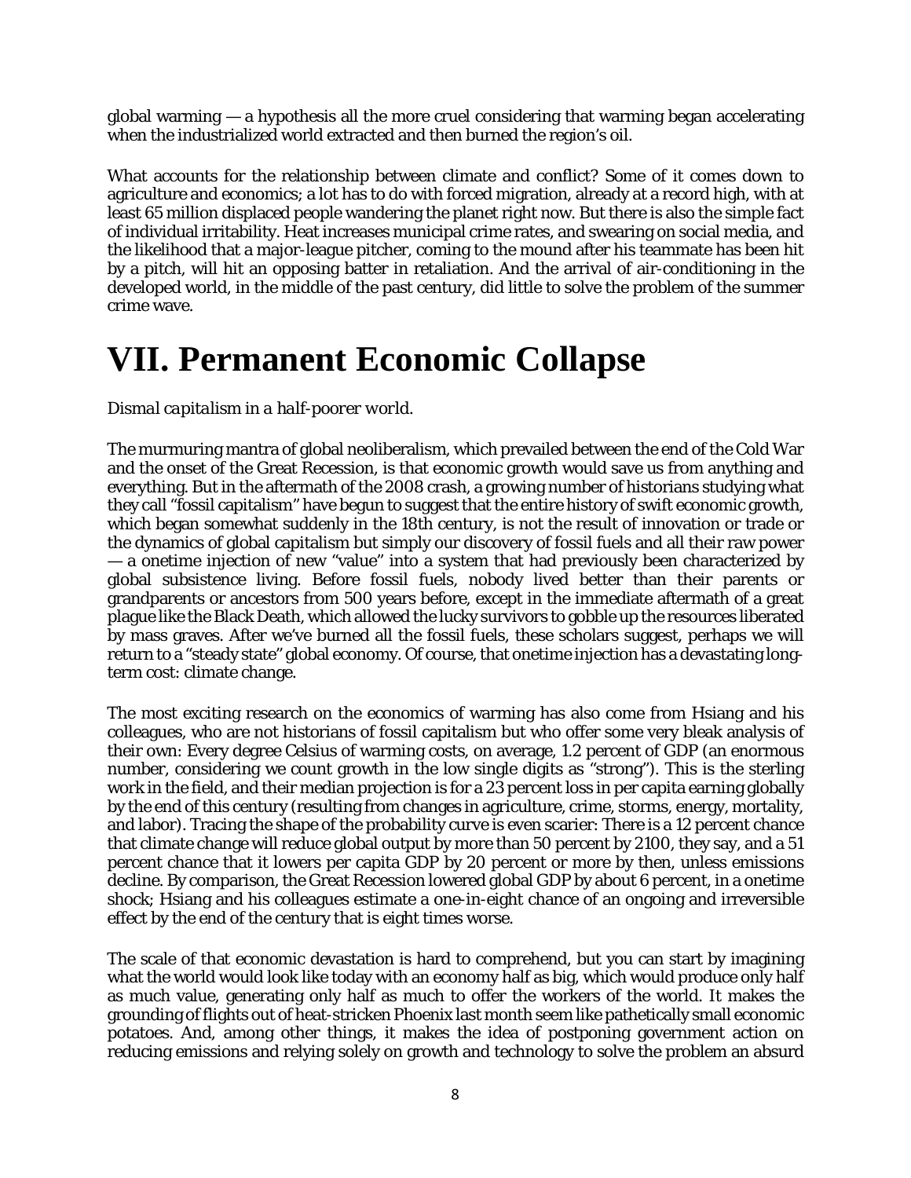global warming — a hypothesis all the more cruel considering that warming began accelerating when the industrialized world extracted and then burned the region's oil.

What accounts for the relationship between climate and conflict? Some of it comes down to agriculture and economics; a lot has to do with forced migration, already at a record high, with at least 65 million displaced people wandering the planet right now. But there is also the simple fact of individual irritability. Heat increases municipal crime rates, and swearing on social media, and the likelihood that a major-league pitcher, coming to the mound after his teammate has been hit by a pitch, will hit an opposing batter in retaliation. And the arrival of air-conditioning in the developed world, in the middle of the past century, did little to solve the problem of the summer crime wave.

# VII. Permanent Economic Collapse

*Dismal capitalism in a half-poorer world.*

The murmuring mantra of global neoliberalism, which prevailed between the end of the Cold War and the onset of the Great Recession, is that economic growth would save us from anything and everything. But in the aftermath of the 2008 crash, a growing number of historians studying what they call "fossil capitalism" have begun to suggest that the entire history of swift economic growth, which began somewhat suddenly in the 18th century, is not the result of innovation or trade or the dynamics of global capitalism but simply our discovery of fossil fuels and all their raw power — a onetime injection of new "value" into a system that had previously been characterized by global subsistence living. Before fossil fuels, nobody lived better than their parents or grandparents or ancestors from 500 years before, except in the immediate aftermath of a great plague like the Black Death, which allowed the lucky survivors to gobble up the resources liberated by mass graves. After we've burned all the fossil fuels, these scholars suggest, perhaps we will return to a "steady state" global economy. Of course, that onetime injection has a devastating long-term cost: climate change.

The most exciting research on the economics of warming has also come from Hsiang and his colleagues, who are not historians of fossil capitalism but who offer some very bleak analysis of their own: Every degree Celsius of warming costs, on average, 1.2 percent of GDP (an enormous number, considering we count growth in the low single digits as "strong"). This is the sterling work in the field, and their median projection is for a 23 percent loss in per capita earning globally by the end of this century (resulting from changes in agriculture, crime, storms, energy, mortality, and labor). Tracing the shape of the probability curve is even scarier: There is a 12 percent chance that climate change will reduce global output by more than 50 percent by 2100, they say, and a 51 percent chance that it lowers per capita GDP by 20 percent or more by then, unless emissions decline. By comparison, the Great Recession lowered global GDP by about 6 percent, in a onetime shock; Hsiang and his colleagues estimate a one-in-eight chance of an ongoing and irreversible effect by the end of the century that is eight times worse.

The scale of that economic devastation is hard to comprehend, but you can start by imagining what the world would look like today with an economy half as big, which would produce only half as much value, generating only half as much to offer the workers of the world. It makes the grounding of flights out of heat-stricken Phoenix last month seem like pathetically small economic potatoes. And, among other things, it makes the idea of postponing government action on reducing emissions and relying solely on growth and technology to solve the problem an absurd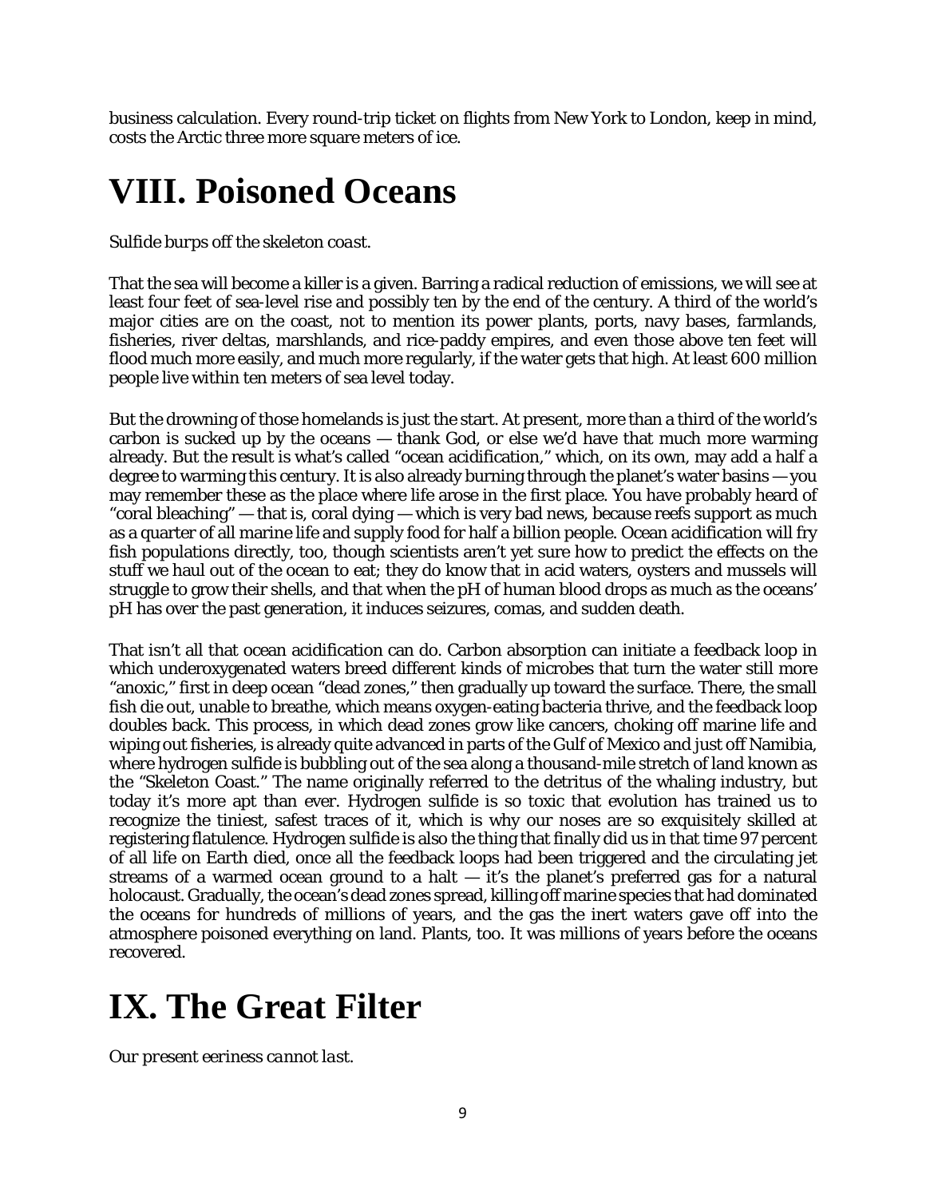business calculation. Every round-trip ticket on flights from New York to London, keep in mind, costs the Arctic three more square meters of ice.

# VIII. Poisoned Oceans

*Sulfide burps off the skeleton coast.*

That the sea will become a killer is a given. Barring a radical reduction of emissions, we will see at least four feet of sea-level rise and possibly ten by the end of the century. A third of the world's major cities are on the coast, not to mention its power plants, ports, navy bases, farmlands, fisheries, river deltas, marshlands, and rice-paddy empires, and even those above ten feet will flood much more easily, and much more regularly, if the water gets that high. At least 600 million people live within ten meters of sea level today.

But the drowning of those homelands is just the start. At present, more than a third of the world's carbon is sucked up by the oceans — thank God, or else we'd have that much more warming already. But the result is what's called "ocean acidification," which, on its own, may add a half a degree to warming this century. It is also already burning through the planet's water basins — you may remember these as the place where life arose in the first place. You have probably heard of "coral bleaching" — that is, coral dying — which is very bad news, because reefs support as much as a quarter of all marine life and supply food for half a billion people. Ocean acidification will fry fish populations directly, too, though scientists aren't yet sure how to predict the effects on the stuff we haul out of the ocean to eat; they do know that in acid waters, oysters and mussels will struggle to grow their shells, and that when the pH of human blood drops as much as the oceans' pH has over the past generation, it induces seizures, comas, and sudden death.

That isn't all that ocean acidification can do. Carbon absorption can initiate a feedback loop in which underoxygenated waters breed different kinds of microbes that turn the water still more "anoxic," first in deep ocean "dead zones," then gradually up toward the surface. There, the small fish die out, unable to breathe, which means oxygen-eating bacteria thrive, and the feedback loop doubles back. This process, in which dead zones grow like cancers, choking off marine life and wiping out fisheries, is already quite advanced in parts of the Gulf of Mexico and just off Namibia, where hydrogen sulfide is bubbling out of the sea along a thousand-mile stretch of land known as the "Skeleton Coast." The name originally referred to the detritus of the whaling industry, but today it's more apt than ever. Hydrogen sulfide is so toxic that evolution has trained us to recognize the tiniest, safest traces of it, which is why our noses are so exquisitely skilled at registering flatulence. Hydrogen sulfide is also the thing that finally did us in that time 97 percent of all life on Earth died, once all the feedback loops had been triggered and the circulating jet streams of a warmed ocean ground to a halt — it's the planet's preferred gas for a natural holocaust. Gradually, the ocean's dead zones spread, killing off marine species that had dominated the oceans for hundreds of millions of years, and the gas the inert waters gave off into the atmosphere poisoned everything on land. Plants, too. It was millions of years before the oceans recovered.

# IX. The Great Filter

*Our present eeriness cannot last.*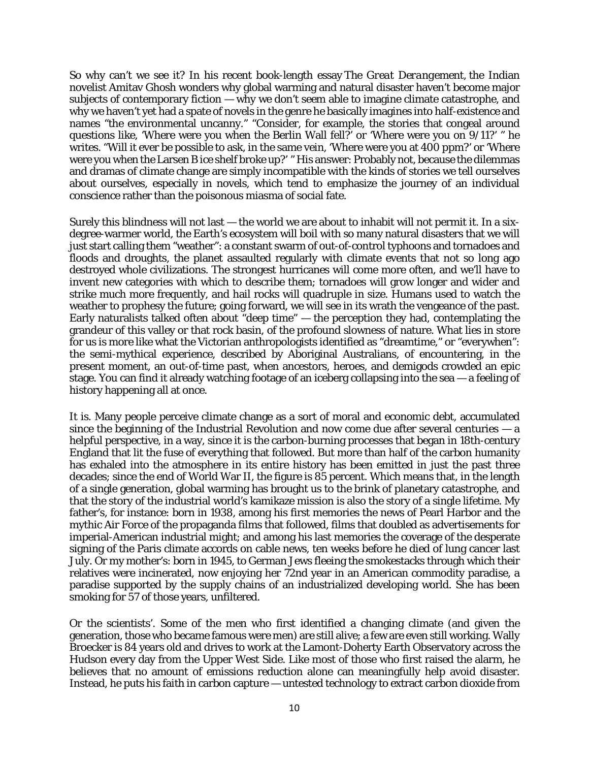So why can't we see it? In his recent book-length essay *The Great Derangement*, the Indian novelist Amitav Ghosh wonders why global warming and natural disaster haven't become major subjects of contemporary fiction — why we don't seem able to imagine climate catastrophe, and why we haven't yet had a spate of novels in the genre he basically imagines into half-existence and names "the environmental uncanny." "Consider, for example, the stories that congeal around questions like, 'Where were you when the Berlin Wall fell?' or 'Where were you on 9/11?' " he writes. "Will it ever be possible to ask, in the same vein, 'Where were you at 400 ppm?' or 'Where were you when the Larsen B ice shelf broke up?' " His answer: Probably not, because the dilemmas and dramas of climate change are simply incompatible with the kinds of stories we tell ourselves about ourselves, especially in novels, which tend to emphasize the journey of an individual conscience rather than the poisonous miasma of social fate.

Surely this blindness will not last — the world we are about to inhabit will not permit it. In a six-degree-warmer world, the Earth's ecosystem will boil with so many natural disasters that we will just start calling them "weather": a constant swarm of out-of-control typhoons and tornadoes and floods and droughts, the planet assaulted regularly with climate events that not so long ago destroyed whole civilizations. The strongest hurricanes will come more often, and we'll have to invent new categories with which to describe them; tornadoes will grow longer and wider and strike much more frequently, and hail rocks will quadruple in size. Humans used to watch the weather to prophesy the future; going forward, we will see in its wrath the vengeance of the past. Early naturalists talked often about "deep time" — the perception they had, contemplating the grandeur of this valley or that rock basin, of the profound slowness of nature. What lies in store for us is more like what the Victorian anthropologists identified as "dreamtime," or "everywhen": the semi-mythical experience, described by Aboriginal Australians, of encountering, in the present moment, an out-of-time past, when ancestors, heroes, and demigods crowded an epic stage. You can find it already watching footage of an iceberg collapsing into the sea — a feeling of history happening all at once.

It is. Many people perceive climate change as a sort of moral and economic debt, accumulated since the beginning of the Industrial Revolution and now come due after several centuries — a helpful perspective, in a way, since it is the carbon-burning processes that began in 18th-century England that lit the fuse of everything that followed. But more than half of the carbon humanity has exhaled into the atmosphere in its entire history has been emitted in just the past three decades; since the end of World War II, the figure is 85 percent. Which means that, in the length of a single generation, global warming has brought us to the brink of planetary catastrophe, and that the story of the industrial world's kamikaze mission is also the story of a single lifetime. My father's, for instance: born in 1938, among his first memories the news of Pearl Harbor and the mythic Air Force of the propaganda films that followed, films that doubled as advertisements for imperial-American industrial might; and among his last memories the coverage of the desperate signing of the Paris climate accords on cable news, ten weeks before he died of lung cancer last July. Or my mother's: born in 1945, to German Jews fleeing the smokestacks through which their relatives were incinerated, now enjoying her 72nd year in an American commodity paradise, a paradise supported by the supply chains of an industrialized developing world. She has been smoking for 57 of those years, unfiltered.

Or the scientists'. Some of the men who first identified a changing climate (and given the generation, those who became famous were men) are still alive; a few are even still working. Wally Broecker is 84 years old and drives to work at the Lamont-Doherty Earth Observatory across the Hudson every day from the Upper West Side. Like most of those who first raised the alarm, he believes that no amount of emissions reduction alone can meaningfully help avoid disaster. Instead, he puts his faith in carbon capture — untested technology to extract carbon dioxide from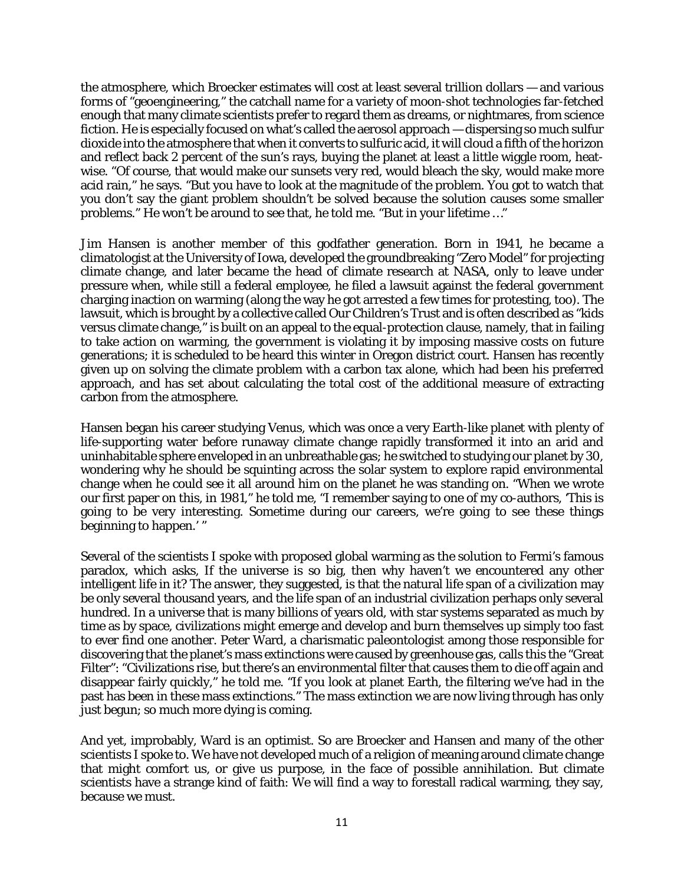the atmosphere, which Broecker estimates will cost at least several trillion dollars — and various forms of "geoengineering," the catchall name for a variety of moon-shot technologies far-fetched enough that many climate scientists prefer to regard them as dreams, or nightmares, from science fiction. He is especially focused on what's called the aerosol approach — dispersing so much sulfur dioxide into the atmosphere that when it converts to sulfuric acid, it will cloud a fifth of the horizon and reflect back 2 percent of the sun's rays, buying the planet at least a little wiggle room, heat-wise. "Of course, that would make our sunsets very red, would bleach the sky, would make more acid rain," he says. "But you have to look at the magnitude of the problem. You got to watch that you don't say the giant problem shouldn't be solved because the solution causes some smaller problems." He won't be around to see that, he told me. "But in your lifetime …"

Jim Hansen is another member of this godfather generation. Born in 1941, he became a climatologist at the University of Iowa, developed the groundbreaking "Zero Model" for projecting climate change, and later became the head of climate research at NASA, only to leave under pressure when, while still a federal employee, he filed a lawsuit against the federal government charging inaction on warming (along the way he got arrested a few times for protesting, too). The lawsuit, which is brought by a collective called Our Children's Trust and is often described as "kids versus climate change," is built on an appeal to the equal-protection clause, namely, that in failing to take action on warming, the government is violating it by imposing massive costs on future generations; it is scheduled to be heard this winter in Oregon district court. Hansen has recently given up on solving the climate problem with a carbon tax alone, which had been his preferred approach, and has set about calculating the total cost of the additional measure of extracting carbon from the atmosphere.

Hansen began his career studying Venus, which was once a very Earth-like planet with plenty of life-supporting water before runaway climate change rapidly transformed it into an arid and uninhabitable sphere enveloped in an unbreathable gas; he switched to studying our planet by 30, wondering why he should be squinting across the solar system to explore rapid environmental change when he could see it all around him on the planet he was standing on. "When we wrote our first paper on this, in 1981," he told me, "I remember saying to one of my co-authors, 'This is going to be very interesting. Sometime during our careers, we're going to see these things beginning to happen.' "

Several of the scientists I spoke with proposed global warming as the solution to Fermi's famous paradox, which asks, If the universe is so big, then why haven't we encountered any other intelligent life in it? The answer, they suggested, is that the natural life span of a civilization may be only several thousand years, and the life span of an industrial civilization perhaps only several hundred. In a universe that is many billions of years old, with star systems separated as much by time as by space, civilizations might emerge and develop and burn themselves up simply too fast to ever find one another. Peter Ward, a charismatic paleontologist among those responsible for discovering that the planet's mass extinctions were caused by greenhouse gas, calls this the "Great Filter": "Civilizations rise, but there's an environmental filter that causes them to die off again and disappear fairly quickly," he told me. "If you look at planet Earth, the filtering we've had in the past has been in these mass extinctions." The mass extinction we are now living through has only just begun; so much more dying is coming.

And yet, improbably, Ward is an optimist. So are Broecker and Hansen and many of the other scientists I spoke to. We have not developed much of a religion of meaning around climate change that might comfort us, or give us purpose, in the face of possible annihilation. But climate scientists have a strange kind of faith: We will find a way to forestall radical warming, they say, because we must.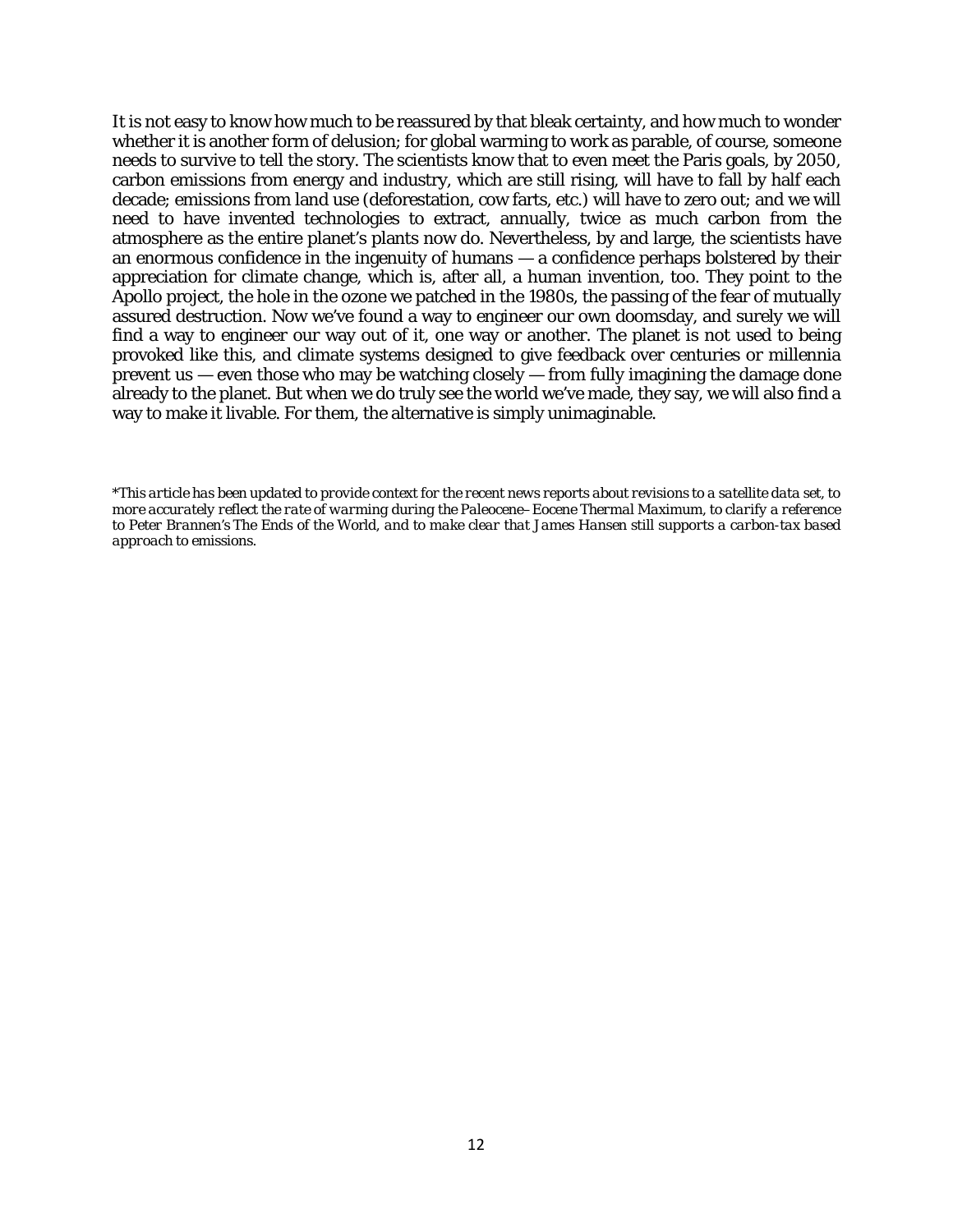It is not easy to know how much to be reassured by that bleak certainty, and how much to wonder whether it is another form of delusion; for global warming to work as parable, of course, someone needs to survive to tell the story. The scientists know that to even meet the Paris goals, by 2050, carbon emissions from energy and industry, which are still rising, will have to fall by half each decade; emissions from land use (deforestation, cow farts, etc.) will have to zero out; and we will need to have invented technologies to extract, annually, twice as much carbon from the atmosphere as the entire planet's plants now do. Nevertheless, by and large, the scientists have an enormous confidence in the ingenuity of humans — a confidence perhaps bolstered by their appreciation for climate change, which is, after all, a human invention, too. They point to the Apollo project, the hole in the ozone we patched in the 1980s, the passing of the fear of mutually assured destruction. Now we've found a way to engineer our own doomsday, and surely we will find a way to engineer our way out of it, one way or another. The planet is not used to being provoked like this, and climate systems designed to give feedback over centuries or millennia prevent us — even those who may be watching closely — from fully imagining the damage done already to the planet. But when we do truly see the world we've made, they say, we will also find a way to make it livable. For them, the alternative is simply unimaginable.

*\*This article has been updated to provide context for the recent news reports about revisions to a satellite data set, to more accurately reflect the rate of warming during the Paleocene–Eocene Thermal Maximum, to clarify a reference to Peter Brannen's The Ends of the World, and to make clear that James Hansen still supports a carbon-tax based approach to emissions.*